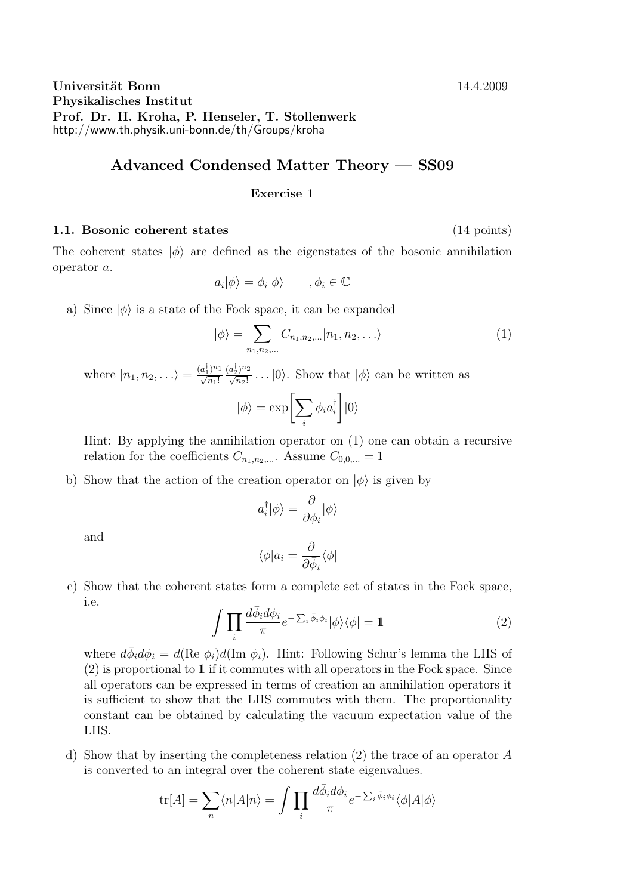**Universität Bonn** 14.4.2009
**Physikalisches Institut**
**Prof. Dr. H. Kroha, P. Henseler, T. Stollenwerk**
http://www.th.physik.uni-bonn.de/th/Groups/kroha

# Advanced Condensed Matter Theory — SS09

**Exercise 1**

## 1.1. Bosonic coherent states (14 points)

The coherent states $|\phi\rangle$ are defined as the eigenstates of the bosonic annihilation operator $a$.

$$a_i|\phi\rangle = \phi_i|\phi\rangle \qquad ,\phi_i \in \mathbb{C}$$

a) Since $|\phi\rangle$ is a state of the Fock space, it can be expanded

$$|\phi\rangle = \sum_{n_1,n_2,\ldots} C_{n_1,n_2,\ldots}|n_1,n_2,\ldots\rangle \tag{1}$$

where $|n_1,n_2,\ldots\rangle = \frac{(a_1^\dagger)^{n_1}}{\sqrt{n_1!}}\frac{(a_2^\dagger)^{n_2}}{\sqrt{n_2!}}\ldots|0\rangle$. Show that $|\phi\rangle$ can be written as

$$|\phi\rangle = \exp\left[\sum_i \phi_i a_i^\dagger\right]|0\rangle$$

Hint: By applying the annihilation operator on (1) one can obtain a recursive relation for the coefficients $C_{n_1,n_2,\ldots}$. Assume $C_{0,0,\ldots} = 1$

b) Show that the action of the creation operator on $|\phi\rangle$ is given by

$$a_i^\dagger|\phi\rangle = \frac{\partial}{\partial\phi_i}|\phi\rangle$$

and

$$\langle\phi|a_i = \frac{\partial}{\partial\bar{\phi}_i}\langle\phi|$$

c) Show that the coherent states form a complete set of states in the Fock space, i.e.

$$\int\prod_i \frac{d\bar{\phi}_i d\phi_i}{\pi}e^{-\sum_i\bar{\phi}_i\phi_i}|\phi\rangle\langle\phi| = \mathbb{1} \tag{2}$$

where $d\bar{\phi}_i d\phi_i = d(\text{Re }\phi_i)d(\text{Im }\phi_i)$. Hint: Following Schur's lemma the LHS of (2) is proportional to $\mathbb{1}$ if it commutes with all operators in the Fock space. Since all operators can be expressed in terms of creation an annihilation operators it is sufficient to show that the LHS commutes with them. The proportionality constant can be obtained by calculating the vacuum expectation value of the LHS.

d) Show that by inserting the completeness relation (2) the trace of an operator $A$ is converted to an integral over the coherent state eigenvalues.

$$\text{tr}[A] = \sum_n\langle n|A|n\rangle = \int\prod_i\frac{d\bar{\phi}_i d\phi_i}{\pi}e^{-\sum_i\bar{\phi}_i\phi_i}\langle\phi|A|\phi\rangle$$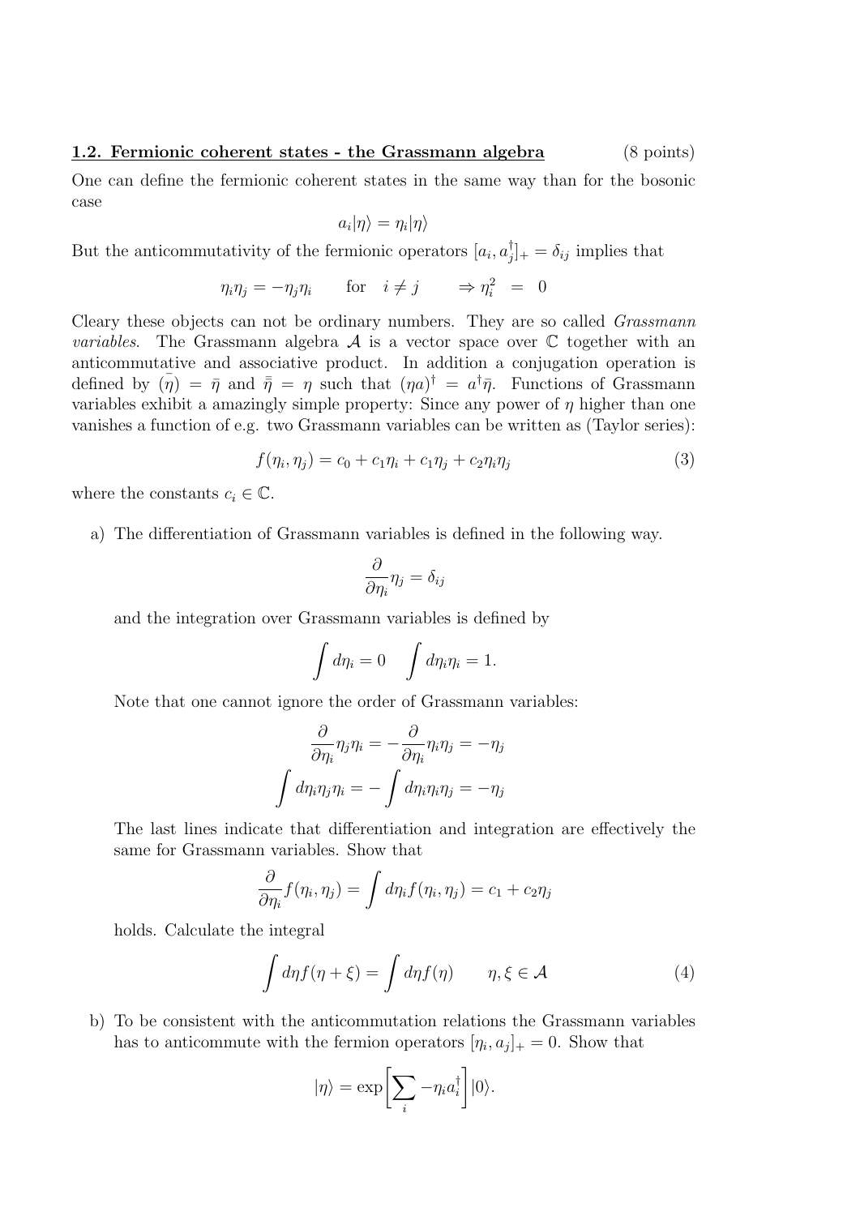**1.2. Fermionic coherent states - the Grassmann algebra** (8 points)

One can define the fermionic coherent states in the same way than for the bosonic case

$$a_i|\eta\rangle = \eta_i|\eta\rangle$$

But the anticommutativity of the fermionic operators $[a_i, a_j^\dagger]_+ = \delta_{ij}$ implies that

$$\eta_i\eta_j = -\eta_j\eta_i \qquad \text{for} \quad i \neq j \qquad \Rightarrow \eta_i^2 \;=\; 0$$

Cleary these objects can not be ordinary numbers. They are so called *Grassmann variables*. The Grassmann algebra $\mathcal{A}$ is a vector space over $\mathbb{C}$ together with an anticommutative and associative product. In addition a conjugation operation is defined by $(\bar{\eta}) = \bar{\eta}$ and $\bar{\bar{\eta}} = \eta$ such that $(\eta a)^\dagger = a^\dagger\bar{\eta}$. Functions of Grassmann variables exhibit a amazingly simple property: Since any power of $\eta$ higher than one vanishes a function of e.g. two Grassmann variables can be written as (Taylor series):

$$f(\eta_i, \eta_j) = c_0 + c_1\eta_i + c_1\eta_j + c_2\eta_i\eta_j \tag{3}$$

where the constants $c_i \in \mathbb{C}$.

a) The differentiation of Grassmann variables is defined in the following way.

$$\frac{\partial}{\partial\eta_i}\eta_j = \delta_{ij}$$

and the integration over Grassmann variables is defined by

$$\int d\eta_i = 0 \qquad \int d\eta_i\eta_i = 1.$$

Note that one cannot ignore the order of Grassmann variables:

$$\frac{\partial}{\partial\eta_i}\eta_j\eta_i = -\frac{\partial}{\partial\eta_i}\eta_i\eta_j = -\eta_j$$

$$\int d\eta_i\eta_j\eta_i = -\int d\eta_i\eta_i\eta_j = -\eta_j$$

The last lines indicate that differentiation and integration are effectively the same for Grassmann variables. Show that

$$\frac{\partial}{\partial\eta_i}f(\eta_i, \eta_j) = \int d\eta_i f(\eta_i, \eta_j) = c_1 + c_2\eta_j$$

holds. Calculate the integral

$$\int d\eta f(\eta + \xi) = \int d\eta f(\eta) \qquad \eta, \xi \in \mathcal{A} \tag{4}$$

b) To be consistent with the anticommutation relations the Grassmann variables has to anticommute with the fermion operators $[\eta_i, a_j]_+ = 0$. Show that

$$|\eta\rangle = \exp\left[\sum_i -\eta_i a_i^\dagger\right]|0\rangle.$$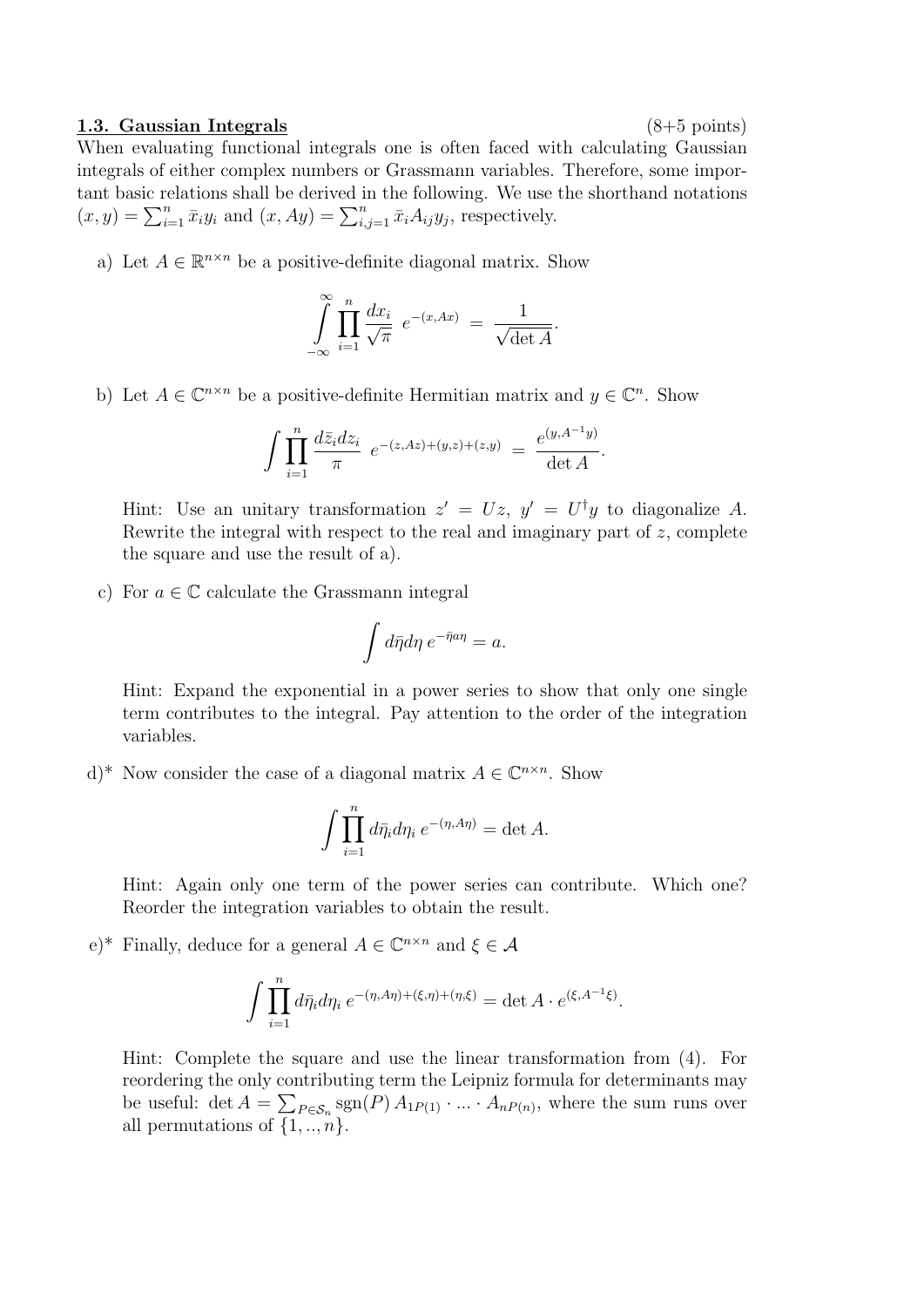**1.3. Gaussian Integrals** (8+5 points)

When evaluating functional integrals one is often faced with calculating Gaussian integrals of either complex numbers or Grassmann variables. Therefore, some important basic relations shall be derived in the following. We use the shorthand notations $(x, y) = \sum_{i=1}^{n} \bar{x}_i y_i$ and $(x, Ay) = \sum_{i,j=1}^{n} \bar{x}_i A_{ij} y_j$, respectively.

a) Let $A \in \mathbb{R}^{n\times n}$ be a positive-definite diagonal matrix. Show

$$\int_{-\infty}^{\infty} \prod_{i=1}^{n} \frac{dx_i}{\sqrt{\pi}} \; e^{-(x,Ax)} \;=\; \frac{1}{\sqrt{\det A}}.$$

b) Let $A \in \mathbb{C}^{n\times n}$ be a positive-definite Hermitian matrix and $y \in \mathbb{C}^n$. Show

$$\int \prod_{i=1}^{n} \frac{d\bar{z}_i dz_i}{\pi} \; e^{-(z,Az)+(y,z)+(z,y)} \;=\; \frac{e^{(y,A^{-1}y)}}{\det A}.$$

Hint: Use an unitary transformation $z' = Uz$, $y' = U^\dagger y$ to diagonalize $A$. Rewrite the integral with respect to the real and imaginary part of $z$, complete the square and use the result of a).

c) For $a \in \mathbb{C}$ calculate the Grassmann integral

$$\int d\bar{\eta} d\eta \, e^{-\bar{\eta} a \eta} = a.$$

Hint: Expand the exponential in a power series to show that only one single term contributes to the integral. Pay attention to the order of the integration variables.

d)* Now consider the case of a diagonal matrix $A \in \mathbb{C}^{n\times n}$. Show

$$\int \prod_{i=1}^{n} d\bar{\eta}_i d\eta_i \, e^{-(\eta, A\eta)} = \det A.$$

Hint: Again only one term of the power series can contribute. Which one? Reorder the integration variables to obtain the result.

e)* Finally, deduce for a general $A \in \mathbb{C}^{n\times n}$ and $\xi \in \mathcal{A}$

$$\int \prod_{i=1}^{n} d\bar{\eta}_i d\eta_i \, e^{-(\eta,A\eta)+(\xi,\eta)+(\eta,\xi)} = \det A \cdot e^{(\xi, A^{-1}\xi)}.$$

Hint: Complete the square and use the linear transformation from (4). For reordering the only contributing term the Leipniz formula for determinants may be useful: $\det A = \sum_{P\in\mathcal{S}_n} \mathrm{sgn}(P)\, A_{1P(1)} \cdot ... \cdot A_{nP(n)}$, where the sum runs over all permutations of $\{1, .., n\}$.